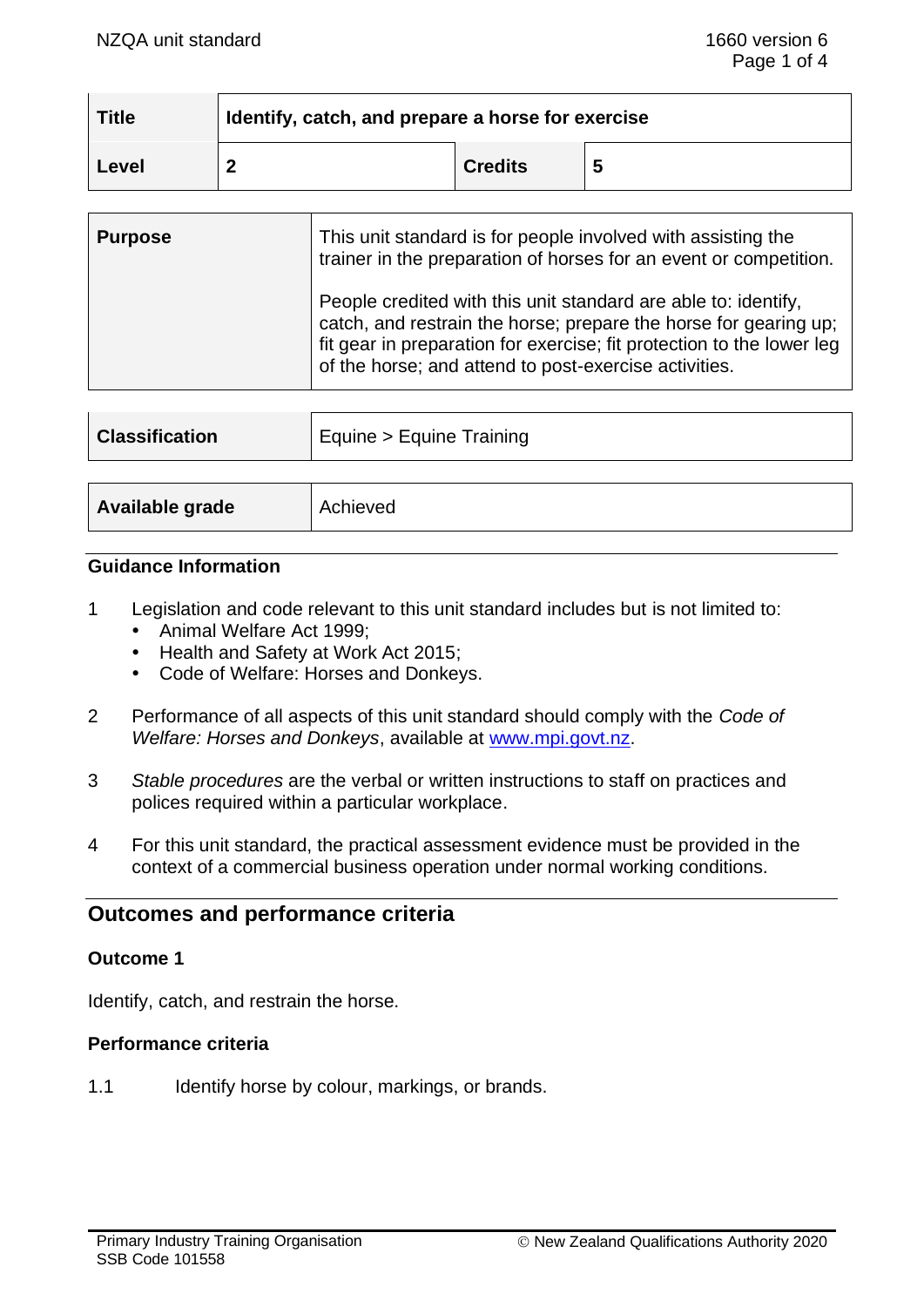| Title | Identify, catch, and prepare a horse for exercise | | |
|---|---|---|---|
| Level | 2 | Credits | 5 |

| Purpose | This unit standard is for people involved with assisting the trainer in the preparation of horses for an event or competition.<br><br>People credited with this unit standard are able to: identify, catch, and restrain the horse; prepare the horse for gearing up; fit gear in preparation for exercise; fit protection to the lower leg of the horse; and attend to post-exercise activities. |
|---|---|

| Classification | Equine > Equine Training |
|---|---|

| Available grade | Achieved |
|---|---|

## Guidance Information

1. Legislation and code relevant to this unit standard includes but is not limited to:
   - Animal Welfare Act 1999;
   - Health and Safety at Work Act 2015;
   - Code of Welfare: Horses and Donkeys.

2. Performance of all aspects of this unit standard should comply with the *Code of Welfare: Horses and Donkeys*, available at www.mpi.govt.nz.

3. *Stable procedures* are the verbal or written instructions to staff on practices and polices required within a particular workplace.

4. For this unit standard, the practical assessment evidence must be provided in the context of a commercial business operation under normal working conditions.

## Outcomes and performance criteria

### Outcome 1

Identify, catch, and restrain the horse.

### Performance criteria

1.1 Identify horse by colour, markings, or brands.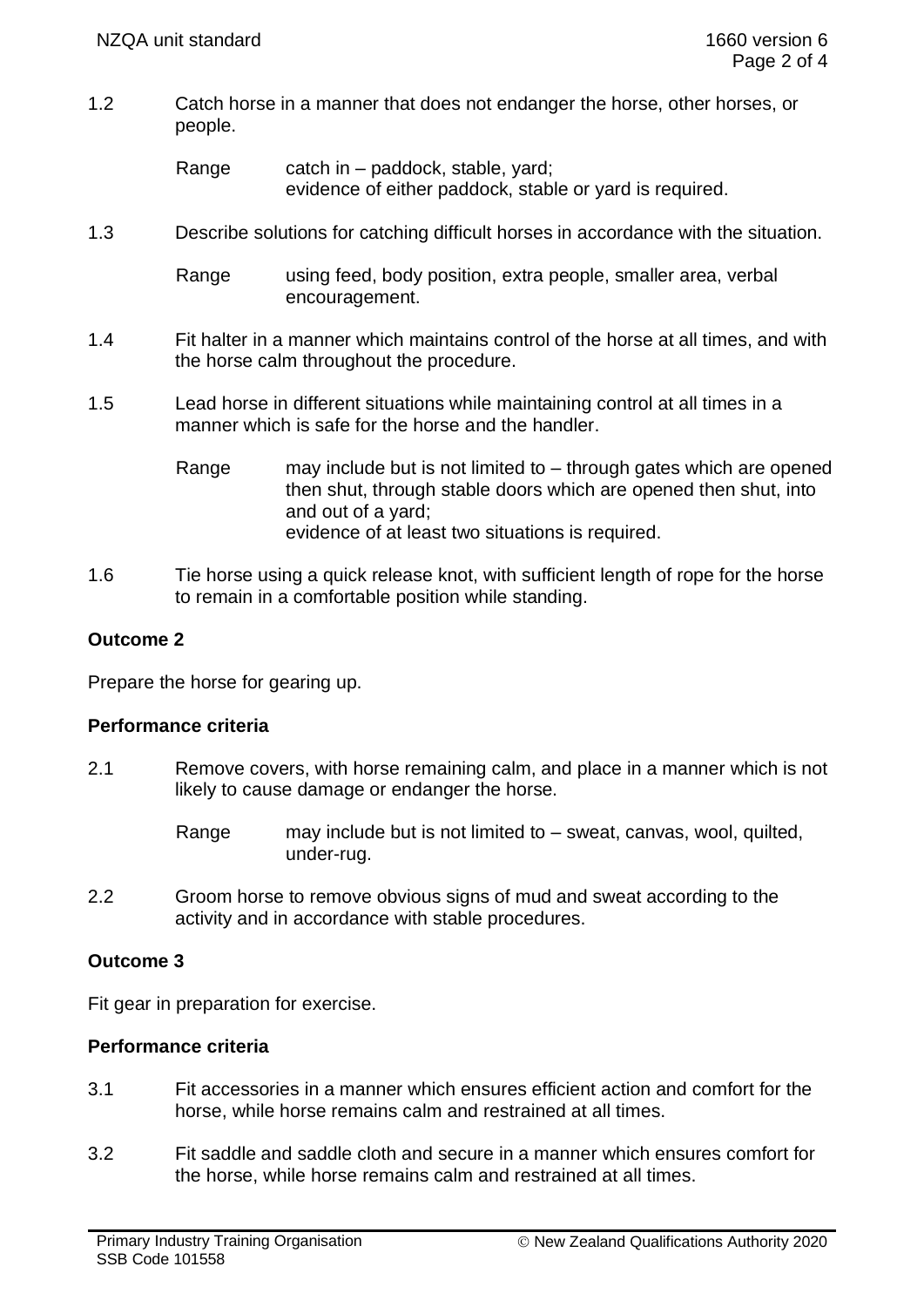1.2 Catch horse in a manner that does not endanger the horse, other horses, or people.

Range catch in – paddock, stable, yard;
evidence of either paddock, stable or yard is required.

1.3 Describe solutions for catching difficult horses in accordance with the situation.

Range using feed, body position, extra people, smaller area, verbal encouragement.

1.4 Fit halter in a manner which maintains control of the horse at all times, and with the horse calm throughout the procedure.

1.5 Lead horse in different situations while maintaining control at all times in a manner which is safe for the horse and the handler.

Range may include but is not limited to – through gates which are opened then shut, through stable doors which are opened then shut, into and out of a yard;
evidence of at least two situations is required.

1.6 Tie horse using a quick release knot, with sufficient length of rope for the horse to remain in a comfortable position while standing.

**Outcome 2**

Prepare the horse for gearing up.

**Performance criteria**

2.1 Remove covers, with horse remaining calm, and place in a manner which is not likely to cause damage or endanger the horse.

Range may include but is not limited to – sweat, canvas, wool, quilted, under-rug.

2.2 Groom horse to remove obvious signs of mud and sweat according to the activity and in accordance with stable procedures.

**Outcome 3**

Fit gear in preparation for exercise.

**Performance criteria**

3.1 Fit accessories in a manner which ensures efficient action and comfort for the horse, while horse remains calm and restrained at all times.

3.2 Fit saddle and saddle cloth and secure in a manner which ensures comfort for the horse, while horse remains calm and restrained at all times.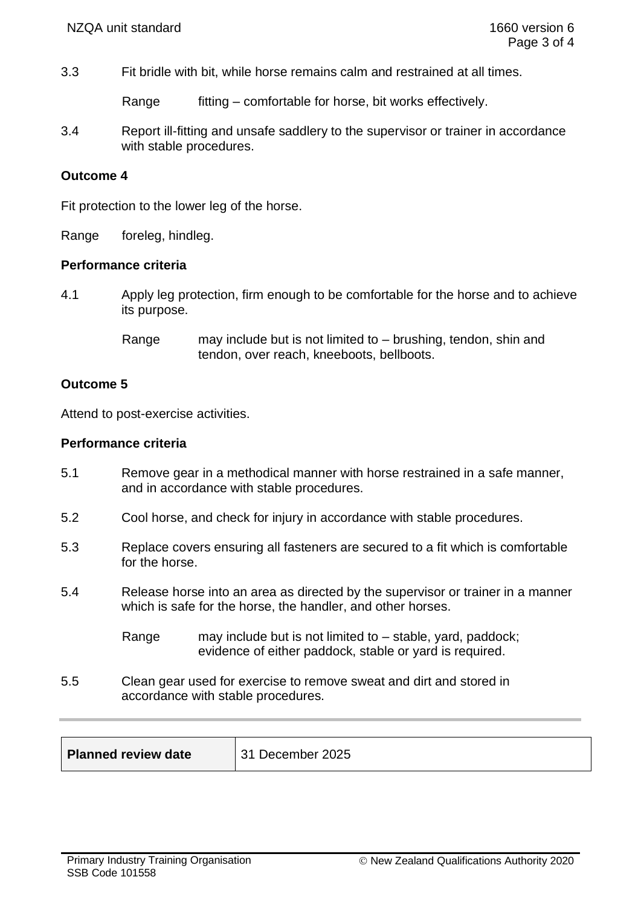3.3 Fit bridle with bit, while horse remains calm and restrained at all times.

Range fitting – comfortable for horse, bit works effectively.

3.4 Report ill-fitting and unsafe saddlery to the supervisor or trainer in accordance with stable procedures.

**Outcome 4**

Fit protection to the lower leg of the horse.

Range foreleg, hindleg.

**Performance criteria**

4.1 Apply leg protection, firm enough to be comfortable for the horse and to achieve its purpose.

Range may include but is not limited to – brushing, tendon, shin and tendon, over reach, kneeboots, bellboots.

**Outcome 5**

Attend to post-exercise activities.

**Performance criteria**

5.1 Remove gear in a methodical manner with horse restrained in a safe manner, and in accordance with stable procedures.

5.2 Cool horse, and check for injury in accordance with stable procedures.

5.3 Replace covers ensuring all fasteners are secured to a fit which is comfortable for the horse.

5.4 Release horse into an area as directed by the supervisor or trainer in a manner which is safe for the horse, the handler, and other horses.

Range may include but is not limited to – stable, yard, paddock; evidence of either paddock, stable or yard is required.

5.5 Clean gear used for exercise to remove sweat and dirt and stored in accordance with stable procedures.

| **Planned review date** | 31 December 2025 |
|---|---|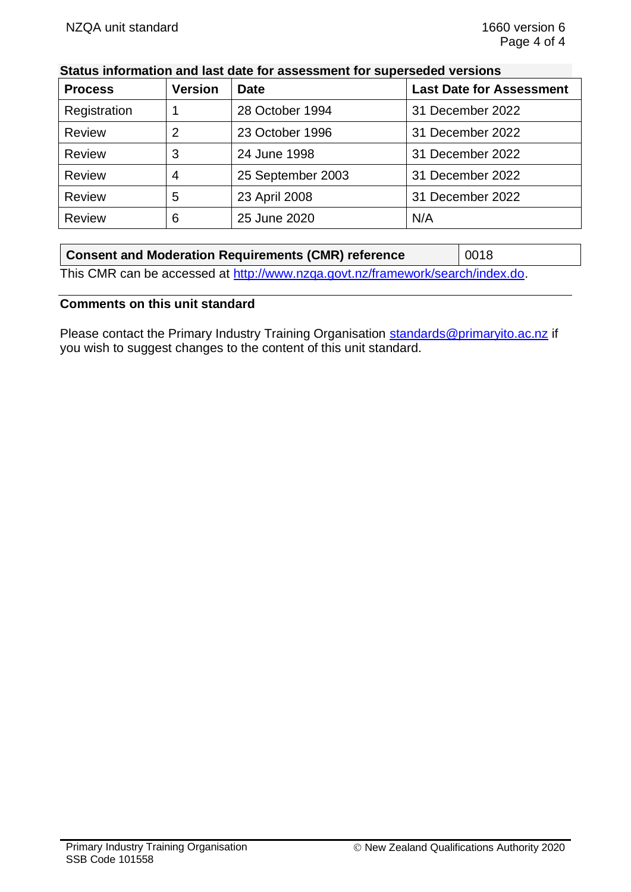**Status information and last date for assessment for superseded versions**

| Process | Version | Date | Last Date for Assessment |
|---|---|---|---|
| Registration | 1 | 28 October 1994 | 31 December 2022 |
| Review | 2 | 23 October 1996 | 31 December 2022 |
| Review | 3 | 24 June 1998 | 31 December 2022 |
| Review | 4 | 25 September 2003 | 31 December 2022 |
| Review | 5 | 23 April 2008 | 31 December 2022 |
| Review | 6 | 25 June 2020 | N/A |

| Consent and Moderation Requirements (CMR) reference | 0018 |
|---|---|

This CMR can be accessed at http://www.nzqa.govt.nz/framework/search/index.do.

**Comments on this unit standard**

Please contact the Primary Industry Training Organisation standards@primaryito.ac.nz if you wish to suggest changes to the content of this unit standard.